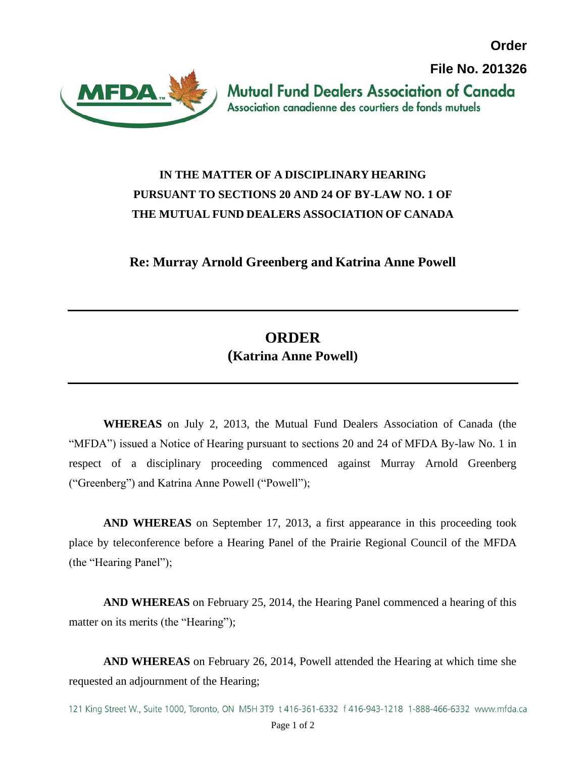**Order**

**File No. 201326**

Mutual Fund Dealers Association of Canada
Association canadienne des courtiers de fonds mutuels

**IN THE MATTER OF A DISCIPLINARY HEARING PURSUANT TO SECTIONS 20 AND 24 OF BY-LAW NO. 1 OF THE MUTUAL FUND DEALERS ASSOCIATION OF CANADA**

**Re: Murray Arnold Greenberg and Katrina Anne Powell**

---

# ORDER
## (Katrina Anne Powell)

---

**WHEREAS** on July 2, 2013, the Mutual Fund Dealers Association of Canada (the "MFDA") issued a Notice of Hearing pursuant to sections 20 and 24 of MFDA By-law No. 1 in respect of a disciplinary proceeding commenced against Murray Arnold Greenberg ("Greenberg") and Katrina Anne Powell ("Powell");

**AND WHEREAS** on September 17, 2013, a first appearance in this proceeding took place by teleconference before a Hearing Panel of the Prairie Regional Council of the MFDA (the "Hearing Panel");

**AND WHEREAS** on February 25, 2014, the Hearing Panel commenced a hearing of this matter on its merits (the "Hearing");

**AND WHEREAS** on February 26, 2014, Powell attended the Hearing at which time she requested an adjournment of the Hearing;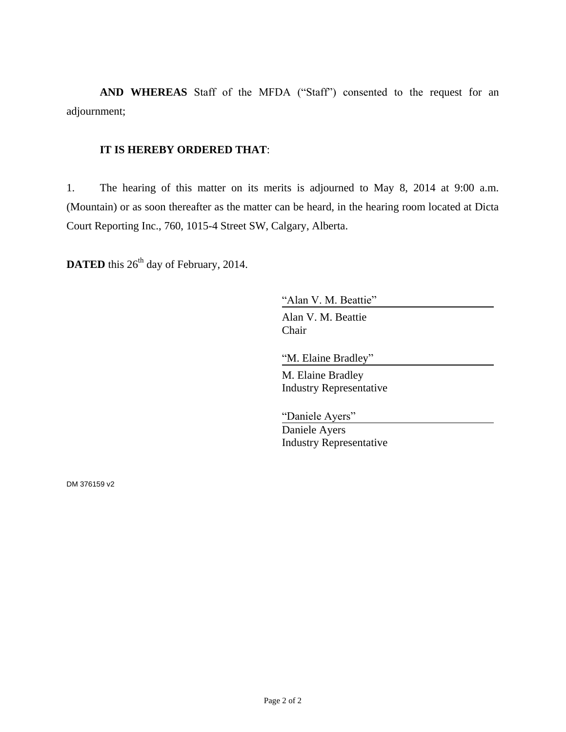**AND WHEREAS** Staff of the MFDA ("Staff") consented to the request for an adjournment;

**IT IS HEREBY ORDERED THAT**:

1. The hearing of this matter on its merits is adjourned to May 8, 2014 at 9:00 a.m. (Mountain) or as soon thereafter as the matter can be heard, in the hearing room located at Dicta Court Reporting Inc., 760, 1015-4 Street SW, Calgary, Alberta.

**DATED** this 26th day of February, 2014.

"Alan V. M. Beattie"
Alan V. M. Beattie
Chair

"M. Elaine Bradley"
M. Elaine Bradley
Industry Representative

"Daniele Ayers"
Daniele Ayers
Industry Representative

DM 376159 v2